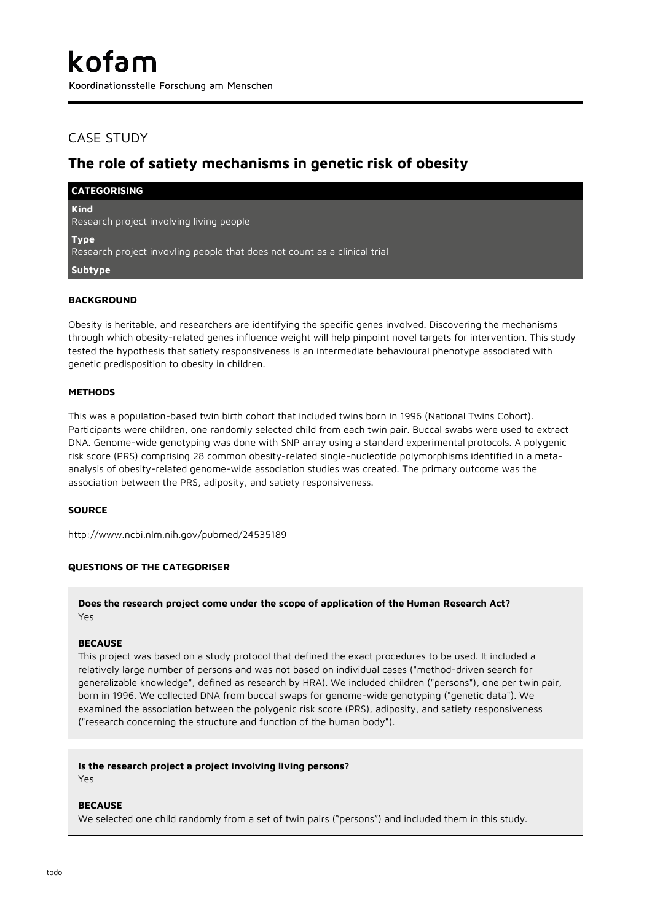# kofam

Koordinationsstelle Forschung am Menschen

## CASE STUDY

# The role of satiety mechanisms in genetic risk of obesity

**CATEGORISING**

**Kind**
Research project involving living people

**Type**
Research project invovling people that does not count as a clinical trial

**Subtype**

### BACKGROUND

Obesity is heritable, and researchers are identifying the specific genes involved. Discovering the mechanisms through which obesity-related genes influence weight will help pinpoint novel targets for intervention. This study tested the hypothesis that satiety responsiveness is an intermediate behavioural phenotype associated with genetic predisposition to obesity in children.

### METHODS

This was a population-based twin birth cohort that included twins born in 1996 (National Twins Cohort). Participants were children, one randomly selected child from each twin pair. Buccal swabs were used to extract DNA. Genome-wide genotyping was done with SNP array using a standard experimental protocols. A polygenic risk score (PRS) comprising 28 common obesity-related single-nucleotide polymorphisms identified in a meta-analysis of obesity-related genome-wide association studies was created. The primary outcome was the association between the PRS, adiposity, and satiety responsiveness.

### SOURCE

http://www.ncbi.nlm.nih.gov/pubmed/24535189

### QUESTIONS OF THE CATEGORISER

**Does the research project come under the scope of application of the Human Research Act?**
Yes

**BECAUSE**
This project was based on a study protocol that defined the exact procedures to be used. It included a relatively large number of persons and was not based on individual cases ("method-driven search for generalizable knowledge", defined as research by HRA). We included children ("persons"), one per twin pair, born in 1996. We collected DNA from buccal swaps for genome-wide genotyping ("genetic data"). We examined the association between the polygenic risk score (PRS), adiposity, and satiety responsiveness ("research concerning the structure and function of the human body").

**Is the research project a project involving living persons?**
Yes

**BECAUSE**
We selected one child randomly from a set of twin pairs ("persons") and included them in this study.

todo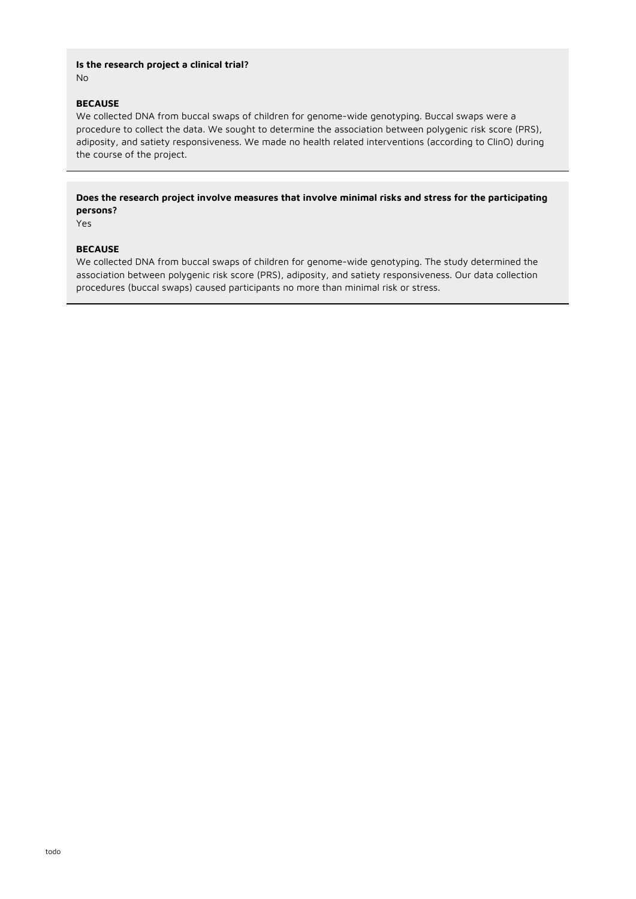**Is the research project a clinical trial?**

No

**BECAUSE**

We collected DNA from buccal swaps of children for genome-wide genotyping. Buccal swaps were a procedure to collect the data. We sought to determine the association between polygenic risk score (PRS), adiposity, and satiety responsiveness. We made no health related interventions (according to ClinO) during the course of the project.

**Does the research project involve measures that involve minimal risks and stress for the participating persons?**

Yes

**BECAUSE**

We collected DNA from buccal swaps of children for genome-wide genotyping. The study determined the association between polygenic risk score (PRS), adiposity, and satiety responsiveness. Our data collection procedures (buccal swaps) caused participants no more than minimal risk or stress.

todo